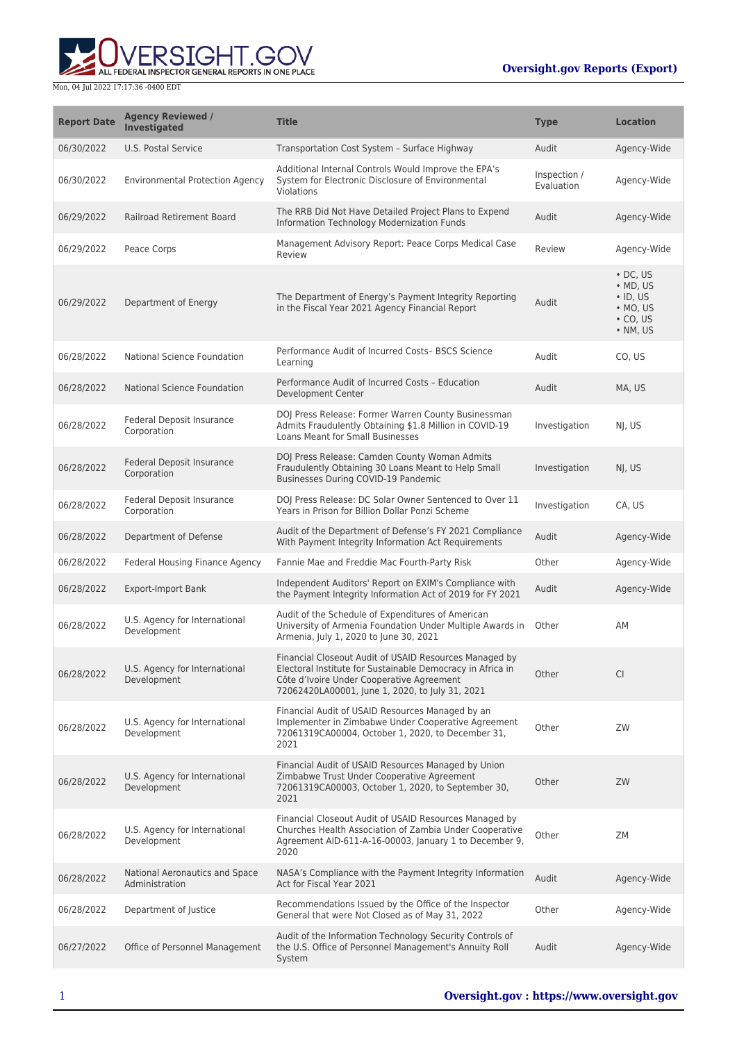Mon, 04 Jul 2022 17:17:36 -0400 EDT

**Oversight.gov Reports (Export)**

| Report Date | Agency Reviewed / Investigated | Title | Type | Location |
| --- | --- | --- | --- | --- |
| 06/30/2022 | U.S. Postal Service | Transportation Cost System – Surface Highway | Audit | Agency-Wide |
| 06/30/2022 | Environmental Protection Agency | Additional Internal Controls Would Improve the EPA's System for Electronic Disclosure of Environmental Violations | Inspection / Evaluation | Agency-Wide |
| 06/29/2022 | Railroad Retirement Board | The RRB Did Not Have Detailed Project Plans to Expend Information Technology Modernization Funds | Audit | Agency-Wide |
| 06/29/2022 | Peace Corps | Management Advisory Report: Peace Corps Medical Case Review | Review | Agency-Wide |
| 06/29/2022 | Department of Energy | The Department of Energy's Payment Integrity Reporting in the Fiscal Year 2021 Agency Financial Report | Audit | • DC, US • MD, US • ID, US • MO, US • CO, US • NM, US |
| 06/28/2022 | National Science Foundation | Performance Audit of Incurred Costs– BSCS Science Learning | Audit | CO, US |
| 06/28/2022 | National Science Foundation | Performance Audit of Incurred Costs – Education Development Center | Audit | MA, US |
| 06/28/2022 | Federal Deposit Insurance Corporation | DOJ Press Release: Former Warren County Businessman Admits Fraudulently Obtaining $1.8 Million in COVID-19 Loans Meant for Small Businesses | Investigation | NJ, US |
| 06/28/2022 | Federal Deposit Insurance Corporation | DOJ Press Release: Camden County Woman Admits Fraudulently Obtaining 30 Loans Meant to Help Small Businesses During COVID-19 Pandemic | Investigation | NJ, US |
| 06/28/2022 | Federal Deposit Insurance Corporation | DOJ Press Release: DC Solar Owner Sentenced to Over 11 Years in Prison for Billion Dollar Ponzi Scheme | Investigation | CA, US |
| 06/28/2022 | Department of Defense | Audit of the Department of Defense's FY 2021 Compliance With Payment Integrity Information Act Requirements | Audit | Agency-Wide |
| 06/28/2022 | Federal Housing Finance Agency | Fannie Mae and Freddie Mac Fourth-Party Risk | Other | Agency-Wide |
| 06/28/2022 | Export-Import Bank | Independent Auditors' Report on EXIM's Compliance with the Payment Integrity Information Act of 2019 for FY 2021 | Audit | Agency-Wide |
| 06/28/2022 | U.S. Agency for International Development | Audit of the Schedule of Expenditures of American University of Armenia Foundation Under Multiple Awards in Armenia, July 1, 2020 to June 30, 2021 | Other | AM |
| 06/28/2022 | U.S. Agency for International Development | Financial Closeout Audit of USAID Resources Managed by Electoral Institute for Sustainable Democracy in Africa in Côte d'Ivoire Under Cooperative Agreement 72062420LA00001, June 1, 2020, to July 31, 2021 | Other | CI |
| 06/28/2022 | U.S. Agency for International Development | Financial Audit of USAID Resources Managed by an Implementer in Zimbabwe Under Cooperative Agreement 72061319CA00004, October 1, 2020, to December 31, 2021 | Other | ZW |
| 06/28/2022 | U.S. Agency for International Development | Financial Audit of USAID Resources Managed by Union Zimbabwe Trust Under Cooperative Agreement 72061319CA00003, October 1, 2020, to September 30, 2021 | Other | ZW |
| 06/28/2022 | U.S. Agency for International Development | Financial Closeout Audit of USAID Resources Managed by Churches Health Association of Zambia Under Cooperative Agreement AID-611-A-16-00003, January 1 to December 9, 2020 | Other | ZM |
| 06/28/2022 | National Aeronautics and Space Administration | NASA's Compliance with the Payment Integrity Information Act for Fiscal Year 2021 | Audit | Agency-Wide |
| 06/28/2022 | Department of Justice | Recommendations Issued by the Office of the Inspector General that were Not Closed as of May 31, 2022 | Other | Agency-Wide |
| 06/27/2022 | Office of Personnel Management | Audit of the Information Technology Security Controls of the U.S. Office of Personnel Management's Annuity Roll System | Audit | Agency-Wide |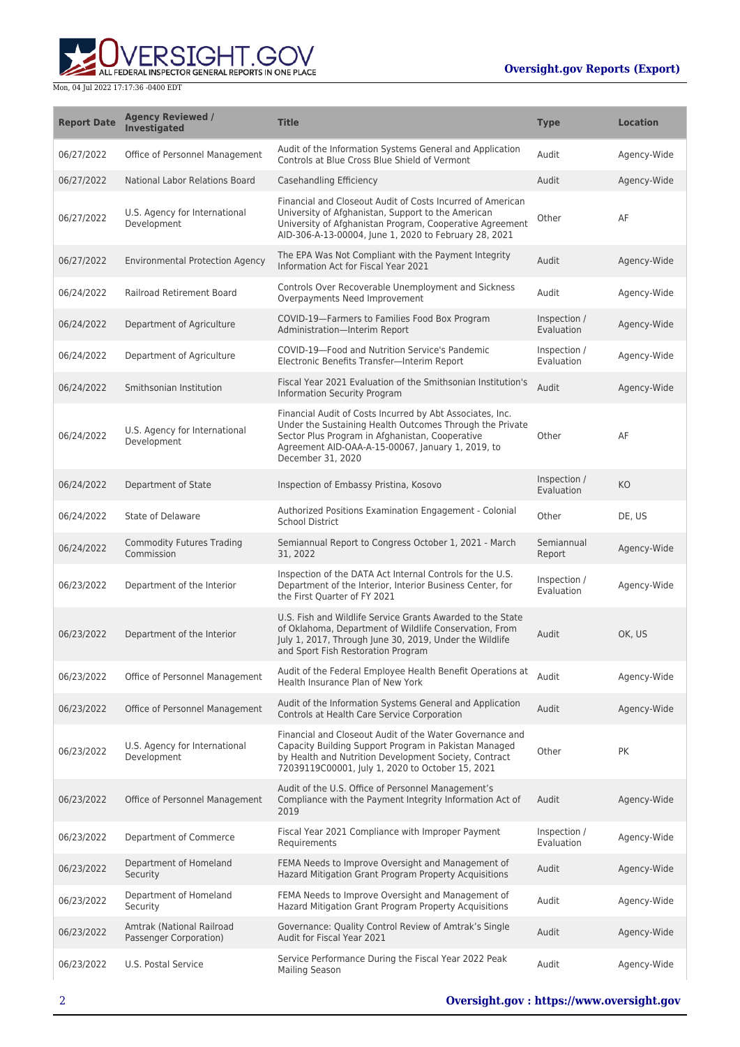| Report Date | Agency Reviewed / Investigated | Title | Type | Location |
| --- | --- | --- | --- | --- |
| 06/27/2022 | Office of Personnel Management | Audit of the Information Systems General and Application Controls at Blue Cross Blue Shield of Vermont | Audit | Agency-Wide |
| 06/27/2022 | National Labor Relations Board | Casehandling Efficiency | Audit | Agency-Wide |
| 06/27/2022 | U.S. Agency for International Development | Financial and Closeout Audit of Costs Incurred of American University of Afghanistan, Support to the American University of Afghanistan Program, Cooperative Agreement AID-306-A-13-00004, June 1, 2020 to February 28, 2021 | Other | AF |
| 06/27/2022 | Environmental Protection Agency | The EPA Was Not Compliant with the Payment Integrity Information Act for Fiscal Year 2021 | Audit | Agency-Wide |
| 06/24/2022 | Railroad Retirement Board | Controls Over Recoverable Unemployment and Sickness Overpayments Need Improvement | Audit | Agency-Wide |
| 06/24/2022 | Department of Agriculture | COVID-19—Farmers to Families Food Box Program Administration—Interim Report | Inspection / Evaluation | Agency-Wide |
| 06/24/2022 | Department of Agriculture | COVID-19—Food and Nutrition Service's Pandemic Electronic Benefits Transfer—Interim Report | Inspection / Evaluation | Agency-Wide |
| 06/24/2022 | Smithsonian Institution | Fiscal Year 2021 Evaluation of the Smithsonian Institution's Information Security Program | Audit | Agency-Wide |
| 06/24/2022 | U.S. Agency for International Development | Financial Audit of Costs Incurred by Abt Associates, Inc. Under the Sustaining Health Outcomes Through the Private Sector Plus Program in Afghanistan, Cooperative Agreement AID-OAA-A-15-00067, January 1, 2019, to December 31, 2020 | Other | AF |
| 06/24/2022 | Department of State | Inspection of Embassy Pristina, Kosovo | Inspection / Evaluation | KO |
| 06/24/2022 | State of Delaware | Authorized Positions Examination Engagement - Colonial School District | Other | DE, US |
| 06/24/2022 | Commodity Futures Trading Commission | Semiannual Report to Congress October 1, 2021 - March 31, 2022 | Semiannual Report | Agency-Wide |
| 06/23/2022 | Department of the Interior | Inspection of the DATA Act Internal Controls for the U.S. Department of the Interior, Interior Business Center, for the First Quarter of FY 2021 | Inspection / Evaluation | Agency-Wide |
| 06/23/2022 | Department of the Interior | U.S. Fish and Wildlife Service Grants Awarded to the State of Oklahoma, Department of Wildlife Conservation, From July 1, 2017, Through June 30, 2019, Under the Wildlife and Sport Fish Restoration Program | Audit | OK, US |
| 06/23/2022 | Office of Personnel Management | Audit of the Federal Employee Health Benefit Operations at Health Insurance Plan of New York | Audit | Agency-Wide |
| 06/23/2022 | Office of Personnel Management | Audit of the Information Systems General and Application Controls at Health Care Service Corporation | Audit | Agency-Wide |
| 06/23/2022 | U.S. Agency for International Development | Financial and Closeout Audit of the Water Governance and Capacity Building Support Program in Pakistan Managed by Health and Nutrition Development Society, Contract 72039119C00001, July 1, 2020 to October 15, 2021 | Other | PK |
| 06/23/2022 | Office of Personnel Management | Audit of the U.S. Office of Personnel Management's Compliance with the Payment Integrity Information Act of 2019 | Audit | Agency-Wide |
| 06/23/2022 | Department of Commerce | Fiscal Year 2021 Compliance with Improper Payment Requirements | Inspection / Evaluation | Agency-Wide |
| 06/23/2022 | Department of Homeland Security | FEMA Needs to Improve Oversight and Management of Hazard Mitigation Grant Program Property Acquisitions | Audit | Agency-Wide |
| 06/23/2022 | Department of Homeland Security | FEMA Needs to Improve Oversight and Management of Hazard Mitigation Grant Program Property Acquisitions | Audit | Agency-Wide |
| 06/23/2022 | Amtrak (National Railroad Passenger Corporation) | Governance: Quality Control Review of Amtrak's Single Audit for Fiscal Year 2021 | Audit | Agency-Wide |
| 06/23/2022 | U.S. Postal Service | Service Performance During the Fiscal Year 2022 Peak Mailing Season | Audit | Agency-Wide |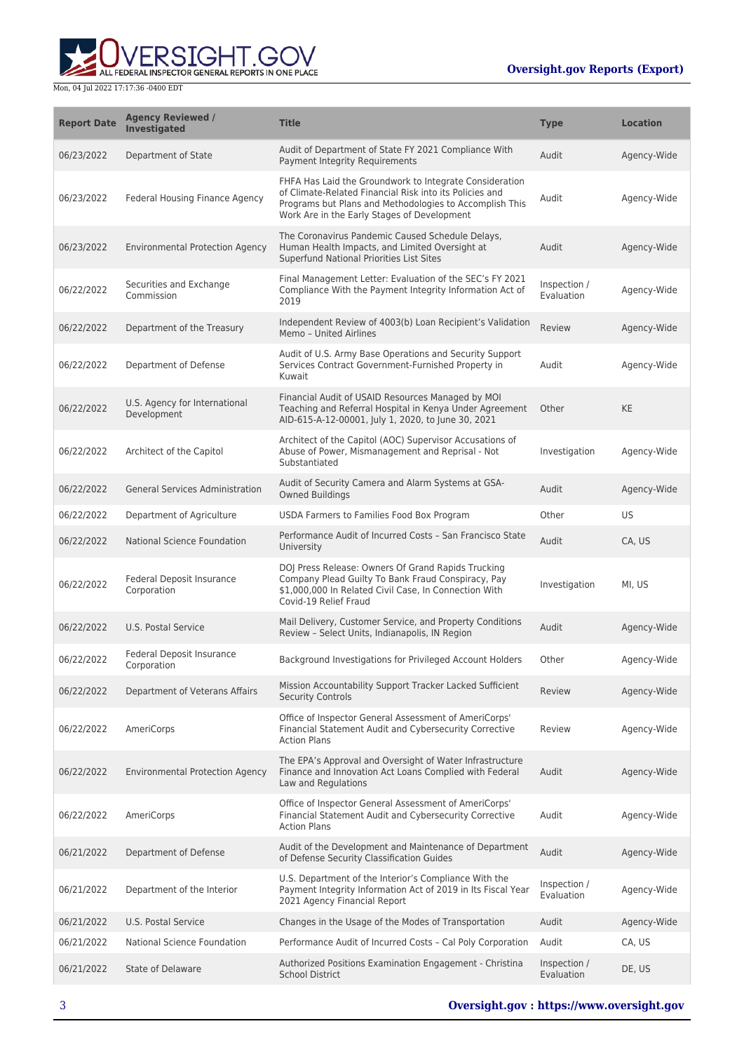| Report Date | Agency Reviewed / Investigated | Title | Type | Location |
|---|---|---|---|---|
| 06/23/2022 | Department of State | Audit of Department of State FY 2021 Compliance With Payment Integrity Requirements | Audit | Agency-Wide |
| 06/23/2022 | Federal Housing Finance Agency | FHFA Has Laid the Groundwork to Integrate Consideration of Climate-Related Financial Risk into its Policies and Programs but Plans and Methodologies to Accomplish This Work Are in the Early Stages of Development | Audit | Agency-Wide |
| 06/23/2022 | Environmental Protection Agency | The Coronavirus Pandemic Caused Schedule Delays, Human Health Impacts, and Limited Oversight at Superfund National Priorities List Sites | Audit | Agency-Wide |
| 06/22/2022 | Securities and Exchange Commission | Final Management Letter: Evaluation of the SEC's FY 2021 Compliance With the Payment Integrity Information Act of 2019 | Inspection / Evaluation | Agency-Wide |
| 06/22/2022 | Department of the Treasury | Independent Review of 4003(b) Loan Recipient's Validation Memo – United Airlines | Review | Agency-Wide |
| 06/22/2022 | Department of Defense | Audit of U.S. Army Base Operations and Security Support Services Contract Government-Furnished Property in Kuwait | Audit | Agency-Wide |
| 06/22/2022 | U.S. Agency for International Development | Financial Audit of USAID Resources Managed by MOI Teaching and Referral Hospital in Kenya Under Agreement AID-615-A-12-00001, July 1, 2020, to June 30, 2021 | Other | KE |
| 06/22/2022 | Architect of the Capitol | Architect of the Capitol (AOC) Supervisor Accusations of Abuse of Power, Mismanagement and Reprisal - Not Substantiated | Investigation | Agency-Wide |
| 06/22/2022 | General Services Administration | Audit of Security Camera and Alarm Systems at GSA-Owned Buildings | Audit | Agency-Wide |
| 06/22/2022 | Department of Agriculture | USDA Farmers to Families Food Box Program | Other | US |
| 06/22/2022 | National Science Foundation | Performance Audit of Incurred Costs – San Francisco State University | Audit | CA, US |
| 06/22/2022 | Federal Deposit Insurance Corporation | DOJ Press Release: Owners Of Grand Rapids Trucking Company Plead Guilty To Bank Fraud Conspiracy, Pay $1,000,000 In Related Civil Case, In Connection With Covid-19 Relief Fraud | Investigation | MI, US |
| 06/22/2022 | U.S. Postal Service | Mail Delivery, Customer Service, and Property Conditions Review – Select Units, Indianapolis, IN Region | Audit | Agency-Wide |
| 06/22/2022 | Federal Deposit Insurance Corporation | Background Investigations for Privileged Account Holders | Other | Agency-Wide |
| 06/22/2022 | Department of Veterans Affairs | Mission Accountability Support Tracker Lacked Sufficient Security Controls | Review | Agency-Wide |
| 06/22/2022 | AmeriCorps | Office of Inspector General Assessment of AmeriCorps' Financial Statement Audit and Cybersecurity Corrective Action Plans | Review | Agency-Wide |
| 06/22/2022 | Environmental Protection Agency | The EPA's Approval and Oversight of Water Infrastructure Finance and Innovation Act Loans Complied with Federal Law and Regulations | Audit | Agency-Wide |
| 06/22/2022 | AmeriCorps | Office of Inspector General Assessment of AmeriCorps' Financial Statement Audit and Cybersecurity Corrective Action Plans | Audit | Agency-Wide |
| 06/21/2022 | Department of Defense | Audit of the Development and Maintenance of Department of Defense Security Classification Guides | Audit | Agency-Wide |
| 06/21/2022 | Department of the Interior | U.S. Department of the Interior's Compliance With the Payment Integrity Information Act of 2019 in Its Fiscal Year 2021 Agency Financial Report | Inspection / Evaluation | Agency-Wide |
| 06/21/2022 | U.S. Postal Service | Changes in the Usage of the Modes of Transportation | Audit | Agency-Wide |
| 06/21/2022 | National Science Foundation | Performance Audit of Incurred Costs – Cal Poly Corporation | Audit | CA, US |
| 06/21/2022 | State of Delaware | Authorized Positions Examination Engagement - Christina School District | Inspection / Evaluation | DE, US |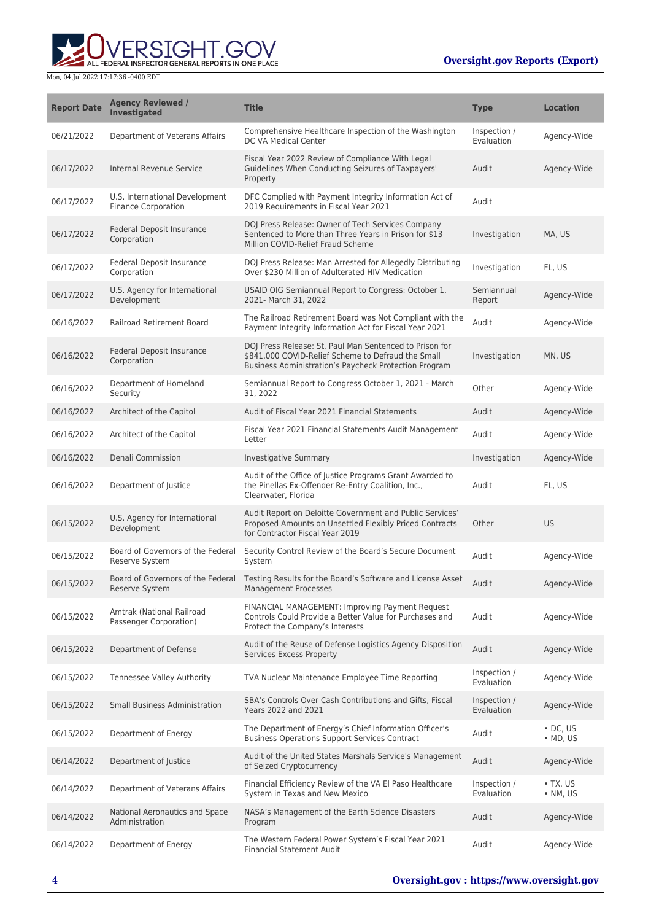| Report Date | Agency Reviewed / Investigated | Title | Type | Location |
| --- | --- | --- | --- | --- |
| 06/21/2022 | Department of Veterans Affairs | Comprehensive Healthcare Inspection of the Washington DC VA Medical Center | Inspection / Evaluation | Agency-Wide |
| 06/17/2022 | Internal Revenue Service | Fiscal Year 2022 Review of Compliance With Legal Guidelines When Conducting Seizures of Taxpayers' Property | Audit | Agency-Wide |
| 06/17/2022 | U.S. International Development Finance Corporation | DFC Complied with Payment Integrity Information Act of 2019 Requirements in Fiscal Year 2021 | Audit | |
| 06/17/2022 | Federal Deposit Insurance Corporation | DOJ Press Release: Owner of Tech Services Company Sentenced to More than Three Years in Prison for $13 Million COVID-Relief Fraud Scheme | Investigation | MA, US |
| 06/17/2022 | Federal Deposit Insurance Corporation | DOJ Press Release: Man Arrested for Allegedly Distributing Over $230 Million of Adulterated HIV Medication | Investigation | FL, US |
| 06/17/2022 | U.S. Agency for International Development | USAID OIG Semiannual Report to Congress: October 1, 2021- March 31, 2022 | Semiannual Report | Agency-Wide |
| 06/16/2022 | Railroad Retirement Board | The Railroad Retirement Board was Not Compliant with the Payment Integrity Information Act for Fiscal Year 2021 | Audit | Agency-Wide |
| 06/16/2022 | Federal Deposit Insurance Corporation | DOJ Press Release: St. Paul Man Sentenced to Prison for $841,000 COVID-Relief Scheme to Defraud the Small Business Administration's Paycheck Protection Program | Investigation | MN, US |
| 06/16/2022 | Department of Homeland Security | Semiannual Report to Congress October 1, 2021 - March 31, 2022 | Other | Agency-Wide |
| 06/16/2022 | Architect of the Capitol | Audit of Fiscal Year 2021 Financial Statements | Audit | Agency-Wide |
| 06/16/2022 | Architect of the Capitol | Fiscal Year 2021 Financial Statements Audit Management Letter | Audit | Agency-Wide |
| 06/16/2022 | Denali Commission | Investigative Summary | Investigation | Agency-Wide |
| 06/16/2022 | Department of Justice | Audit of the Office of Justice Programs Grant Awarded to the Pinellas Ex-Offender Re-Entry Coalition, Inc., Clearwater, Florida | Audit | FL, US |
| 06/15/2022 | U.S. Agency for International Development | Audit Report on Deloitte Government and Public Services' Proposed Amounts on Unsettled Flexibly Priced Contracts for Contractor Fiscal Year 2019 | Other | US |
| 06/15/2022 | Board of Governors of the Federal Reserve System | Security Control Review of the Board's Secure Document System | Audit | Agency-Wide |
| 06/15/2022 | Board of Governors of the Federal Reserve System | Testing Results for the Board's Software and License Asset Management Processes | Audit | Agency-Wide |
| 06/15/2022 | Amtrak (National Railroad Passenger Corporation) | FINANCIAL MANAGEMENT: Improving Payment Request Controls Could Provide a Better Value for Purchases and Protect the Company's Interests | Audit | Agency-Wide |
| 06/15/2022 | Department of Defense | Audit of the Reuse of Defense Logistics Agency Disposition Services Excess Property | Audit | Agency-Wide |
| 06/15/2022 | Tennessee Valley Authority | TVA Nuclear Maintenance Employee Time Reporting | Inspection / Evaluation | Agency-Wide |
| 06/15/2022 | Small Business Administration | SBA's Controls Over Cash Contributions and Gifts, Fiscal Years 2022 and 2021 | Inspection / Evaluation | Agency-Wide |
| 06/15/2022 | Department of Energy | The Department of Energy's Chief Information Officer's Business Operations Support Services Contract | Audit | • DC, US<br>• MD, US |
| 06/14/2022 | Department of Justice | Audit of the United States Marshals Service's Management of Seized Cryptocurrency | Audit | Agency-Wide |
| 06/14/2022 | Department of Veterans Affairs | Financial Efficiency Review of the VA El Paso Healthcare System in Texas and New Mexico | Inspection / Evaluation | • TX, US<br>• NM, US |
| 06/14/2022 | National Aeronautics and Space Administration | NASA's Management of the Earth Science Disasters Program | Audit | Agency-Wide |
| 06/14/2022 | Department of Energy | The Western Federal Power System's Fiscal Year 2021 Financial Statement Audit | Audit | Agency-Wide |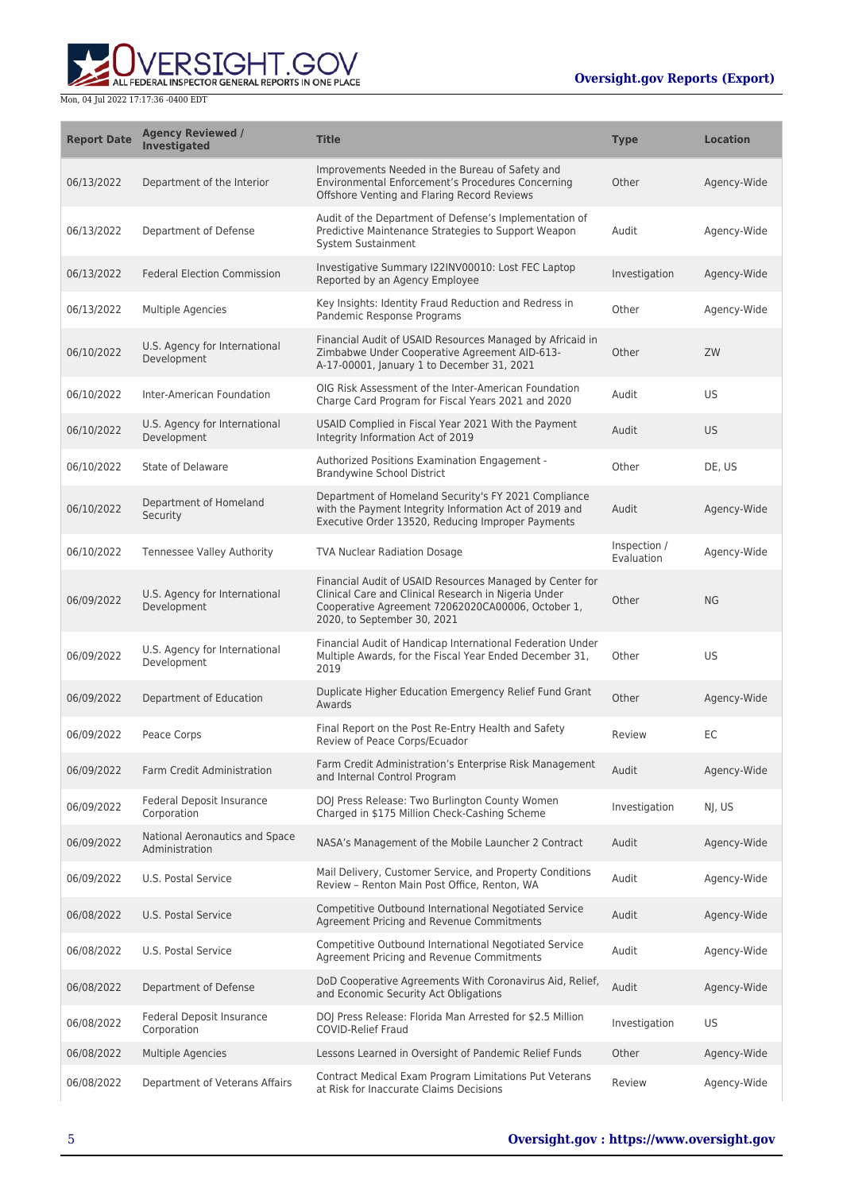| Report Date | Agency Reviewed / Investigated | Title | Type | Location |
| --- | --- | --- | --- | --- |
| 06/13/2022 | Department of the Interior | Improvements Needed in the Bureau of Safety and Environmental Enforcement's Procedures Concerning Offshore Venting and Flaring Record Reviews | Other | Agency-Wide |
| 06/13/2022 | Department of Defense | Audit of the Department of Defense's Implementation of Predictive Maintenance Strategies to Support Weapon System Sustainment | Audit | Agency-Wide |
| 06/13/2022 | Federal Election Commission | Investigative Summary I22INV00010: Lost FEC Laptop Reported by an Agency Employee | Investigation | Agency-Wide |
| 06/13/2022 | Multiple Agencies | Key Insights: Identity Fraud Reduction and Redress in Pandemic Response Programs | Other | Agency-Wide |
| 06/10/2022 | U.S. Agency for International Development | Financial Audit of USAID Resources Managed by Africaid in Zimbabwe Under Cooperative Agreement AID-613-A-17-00001, January 1 to December 31, 2021 | Other | ZW |
| 06/10/2022 | Inter-American Foundation | OIG Risk Assessment of the Inter-American Foundation Charge Card Program for Fiscal Years 2021 and 2020 | Audit | US |
| 06/10/2022 | U.S. Agency for International Development | USAID Complied in Fiscal Year 2021 With the Payment Integrity Information Act of 2019 | Audit | US |
| 06/10/2022 | State of Delaware | Authorized Positions Examination Engagement - Brandywine School District | Other | DE, US |
| 06/10/2022 | Department of Homeland Security | Department of Homeland Security's FY 2021 Compliance with the Payment Integrity Information Act of 2019 and Executive Order 13520, Reducing Improper Payments | Audit | Agency-Wide |
| 06/10/2022 | Tennessee Valley Authority | TVA Nuclear Radiation Dosage | Inspection / Evaluation | Agency-Wide |
| 06/09/2022 | U.S. Agency for International Development | Financial Audit of USAID Resources Managed by Center for Clinical Care and Clinical Research in Nigeria Under Cooperative Agreement 72062020CA00006, October 1, 2020, to September 30, 2021 | Other | NG |
| 06/09/2022 | U.S. Agency for International Development | Financial Audit of Handicap International Federation Under Multiple Awards, for the Fiscal Year Ended December 31, 2019 | Other | US |
| 06/09/2022 | Department of Education | Duplicate Higher Education Emergency Relief Fund Grant Awards | Other | Agency-Wide |
| 06/09/2022 | Peace Corps | Final Report on the Post Re-Entry Health and Safety Review of Peace Corps/Ecuador | Review | EC |
| 06/09/2022 | Farm Credit Administration | Farm Credit Administration's Enterprise Risk Management and Internal Control Program | Audit | Agency-Wide |
| 06/09/2022 | Federal Deposit Insurance Corporation | DOJ Press Release: Two Burlington County Women Charged in $175 Million Check-Cashing Scheme | Investigation | NJ, US |
| 06/09/2022 | National Aeronautics and Space Administration | NASA's Management of the Mobile Launcher 2 Contract | Audit | Agency-Wide |
| 06/09/2022 | U.S. Postal Service | Mail Delivery, Customer Service, and Property Conditions Review – Renton Main Post Office, Renton, WA | Audit | Agency-Wide |
| 06/08/2022 | U.S. Postal Service | Competitive Outbound International Negotiated Service Agreement Pricing and Revenue Commitments | Audit | Agency-Wide |
| 06/08/2022 | U.S. Postal Service | Competitive Outbound International Negotiated Service Agreement Pricing and Revenue Commitments | Audit | Agency-Wide |
| 06/08/2022 | Department of Defense | DoD Cooperative Agreements With Coronavirus Aid, Relief, and Economic Security Act Obligations | Audit | Agency-Wide |
| 06/08/2022 | Federal Deposit Insurance Corporation | DOJ Press Release: Florida Man Arrested for $2.5 Million COVID-Relief Fraud | Investigation | US |
| 06/08/2022 | Multiple Agencies | Lessons Learned in Oversight of Pandemic Relief Funds | Other | Agency-Wide |
| 06/08/2022 | Department of Veterans Affairs | Contract Medical Exam Program Limitations Put Veterans at Risk for Inaccurate Claims Decisions | Review | Agency-Wide |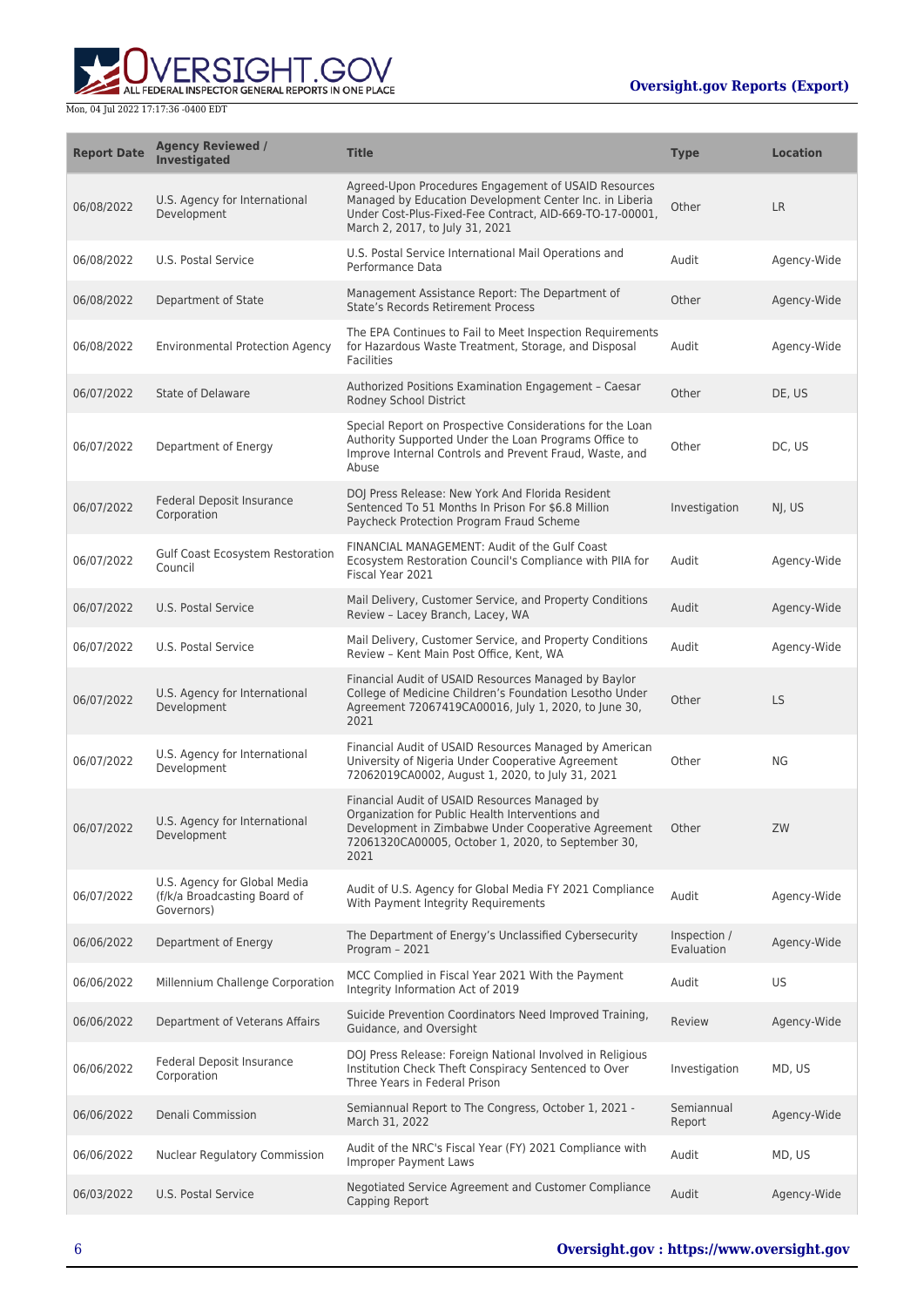| Report Date | Agency Reviewed / Investigated | Title | Type | Location |
| --- | --- | --- | --- | --- |
| 06/08/2022 | U.S. Agency for International Development | Agreed-Upon Procedures Engagement of USAID Resources Managed by Education Development Center Inc. in Liberia Under Cost-Plus-Fixed-Fee Contract, AID-669-TO-17-00001, March 2, 2017, to July 31, 2021 | Other | LR |
| 06/08/2022 | U.S. Postal Service | U.S. Postal Service International Mail Operations and Performance Data | Audit | Agency-Wide |
| 06/08/2022 | Department of State | Management Assistance Report: The Department of State's Records Retirement Process | Other | Agency-Wide |
| 06/08/2022 | Environmental Protection Agency | The EPA Continues to Fail to Meet Inspection Requirements for Hazardous Waste Treatment, Storage, and Disposal Facilities | Audit | Agency-Wide |
| 06/07/2022 | State of Delaware | Authorized Positions Examination Engagement – Caesar Rodney School District | Other | DE, US |
| 06/07/2022 | Department of Energy | Special Report on Prospective Considerations for the Loan Authority Supported Under the Loan Programs Office to Improve Internal Controls and Prevent Fraud, Waste, and Abuse | Other | DC, US |
| 06/07/2022 | Federal Deposit Insurance Corporation | DOJ Press Release: New York And Florida Resident Sentenced To 51 Months In Prison For $6.8 Million Paycheck Protection Program Fraud Scheme | Investigation | NJ, US |
| 06/07/2022 | Gulf Coast Ecosystem Restoration Council | FINANCIAL MANAGEMENT: Audit of the Gulf Coast Ecosystem Restoration Council's Compliance with PIIA for Fiscal Year 2021 | Audit | Agency-Wide |
| 06/07/2022 | U.S. Postal Service | Mail Delivery, Customer Service, and Property Conditions Review – Lacey Branch, Lacey, WA | Audit | Agency-Wide |
| 06/07/2022 | U.S. Postal Service | Mail Delivery, Customer Service, and Property Conditions Review – Kent Main Post Office, Kent, WA | Audit | Agency-Wide |
| 06/07/2022 | U.S. Agency for International Development | Financial Audit of USAID Resources Managed by Baylor College of Medicine Children's Foundation Lesotho Under Agreement 72067419CA00016, July 1, 2020, to June 30, 2021 | Other | LS |
| 06/07/2022 | U.S. Agency for International Development | Financial Audit of USAID Resources Managed by American University of Nigeria Under Cooperative Agreement 72062019CA0002, August 1, 2020, to July 31, 2021 | Other | NG |
| 06/07/2022 | U.S. Agency for International Development | Financial Audit of USAID Resources Managed by Organization for Public Health Interventions and Development in Zimbabwe Under Cooperative Agreement 72061320CA00005, October 1, 2020, to September 30, 2021 | Other | ZW |
| 06/07/2022 | U.S. Agency for Global Media (f/k/a Broadcasting Board of Governors) | Audit of U.S. Agency for Global Media FY 2021 Compliance With Payment Integrity Requirements | Audit | Agency-Wide |
| 06/06/2022 | Department of Energy | The Department of Energy's Unclassified Cybersecurity Program – 2021 | Inspection / Evaluation | Agency-Wide |
| 06/06/2022 | Millennium Challenge Corporation | MCC Complied in Fiscal Year 2021 With the Payment Integrity Information Act of 2019 | Audit | US |
| 06/06/2022 | Department of Veterans Affairs | Suicide Prevention Coordinators Need Improved Training, Guidance, and Oversight | Review | Agency-Wide |
| 06/06/2022 | Federal Deposit Insurance Corporation | DOJ Press Release: Foreign National Involved in Religious Institution Check Theft Conspiracy Sentenced to Over Three Years in Federal Prison | Investigation | MD, US |
| 06/06/2022 | Denali Commission | Semiannual Report to The Congress, October 1, 2021 - March 31, 2022 | Semiannual Report | Agency-Wide |
| 06/06/2022 | Nuclear Regulatory Commission | Audit of the NRC's Fiscal Year (FY) 2021 Compliance with Improper Payment Laws | Audit | MD, US |
| 06/03/2022 | U.S. Postal Service | Negotiated Service Agreement and Customer Compliance Capping Report | Audit | Agency-Wide |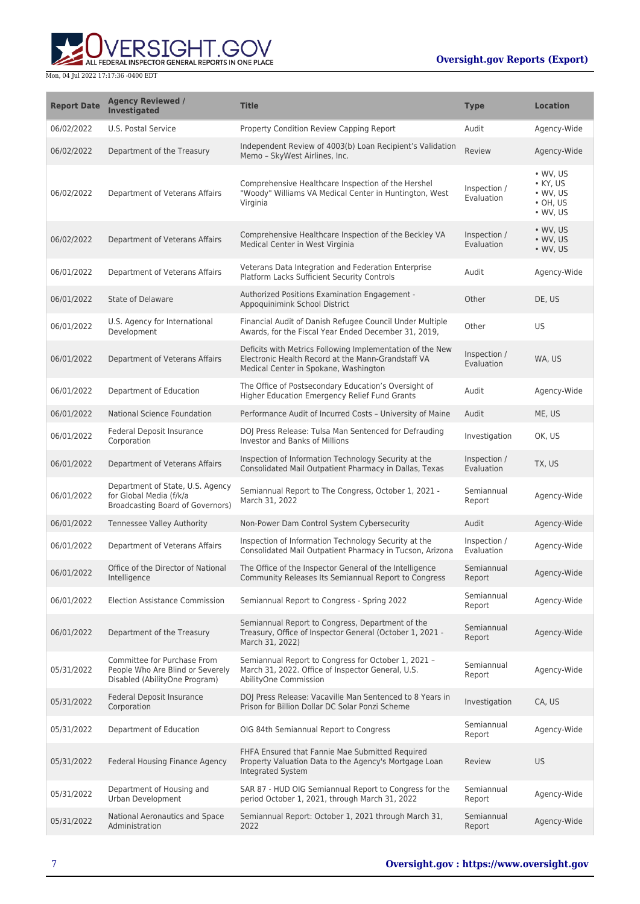| Report Date | Agency Reviewed / Investigated | Title | Type | Location |
| --- | --- | --- | --- | --- |
| 06/02/2022 | U.S. Postal Service | Property Condition Review Capping Report | Audit | Agency-Wide |
| 06/02/2022 | Department of the Treasury | Independent Review of 4003(b) Loan Recipient's Validation Memo – SkyWest Airlines, Inc. | Review | Agency-Wide |
| 06/02/2022 | Department of Veterans Affairs | Comprehensive Healthcare Inspection of the Hershel "Woody" Williams VA Medical Center in Huntington, West Virginia | Inspection / Evaluation | • WV, US<br>• KY, US<br>• WV, US<br>• OH, US<br>• WV, US |
| 06/02/2022 | Department of Veterans Affairs | Comprehensive Healthcare Inspection of the Beckley VA Medical Center in West Virginia | Inspection / Evaluation | • WV, US<br>• WV, US<br>• WV, US |
| 06/01/2022 | Department of Veterans Affairs | Veterans Data Integration and Federation Enterprise Platform Lacks Sufficient Security Controls | Audit | Agency-Wide |
| 06/01/2022 | State of Delaware | Authorized Positions Examination Engagement - Appoquinimink School District | Other | DE, US |
| 06/01/2022 | U.S. Agency for International Development | Financial Audit of Danish Refugee Council Under Multiple Awards, for the Fiscal Year Ended December 31, 2019, | Other | US |
| 06/01/2022 | Department of Veterans Affairs | Deficits with Metrics Following Implementation of the New Electronic Health Record at the Mann-Grandstaff VA Medical Center in Spokane, Washington | Inspection / Evaluation | WA, US |
| 06/01/2022 | Department of Education | The Office of Postsecondary Education's Oversight of Higher Education Emergency Relief Fund Grants | Audit | Agency-Wide |
| 06/01/2022 | National Science Foundation | Performance Audit of Incurred Costs – University of Maine | Audit | ME, US |
| 06/01/2022 | Federal Deposit Insurance Corporation | DOJ Press Release: Tulsa Man Sentenced for Defrauding Investor and Banks of Millions | Investigation | OK, US |
| 06/01/2022 | Department of Veterans Affairs | Inspection of Information Technology Security at the Consolidated Mail Outpatient Pharmacy in Dallas, Texas | Inspection / Evaluation | TX, US |
| 06/01/2022 | Department of State, U.S. Agency for Global Media (f/k/a Broadcasting Board of Governors) | Semiannual Report to The Congress, October 1, 2021 - March 31, 2022 | Semiannual Report | Agency-Wide |
| 06/01/2022 | Tennessee Valley Authority | Non-Power Dam Control System Cybersecurity | Audit | Agency-Wide |
| 06/01/2022 | Department of Veterans Affairs | Inspection of Information Technology Security at the Consolidated Mail Outpatient Pharmacy in Tucson, Arizona | Inspection / Evaluation | Agency-Wide |
| 06/01/2022 | Office of the Director of National Intelligence | The Office of the Inspector General of the Intelligence Community Releases Its Semiannual Report to Congress | Semiannual Report | Agency-Wide |
| 06/01/2022 | Election Assistance Commission | Semiannual Report to Congress - Spring 2022 | Semiannual Report | Agency-Wide |
| 06/01/2022 | Department of the Treasury | Semiannual Report to Congress, Department of the Treasury, Office of Inspector General (October 1, 2021 - March 31, 2022) | Semiannual Report | Agency-Wide |
| 05/31/2022 | Committee for Purchase From People Who Are Blind or Severely Disabled (AbilityOne Program) | Semiannual Report to Congress for October 1, 2021 – March 31, 2022. Office of Inspector General, U.S. AbilityOne Commission | Semiannual Report | Agency-Wide |
| 05/31/2022 | Federal Deposit Insurance Corporation | DOJ Press Release: Vacaville Man Sentenced to 8 Years in Prison for Billion Dollar DC Solar Ponzi Scheme | Investigation | CA, US |
| 05/31/2022 | Department of Education | OIG 84th Semiannual Report to Congress | Semiannual Report | Agency-Wide |
| 05/31/2022 | Federal Housing Finance Agency | FHFA Ensured that Fannie Mae Submitted Required Property Valuation Data to the Agency's Mortgage Loan Integrated System | Review | US |
| 05/31/2022 | Department of Housing and Urban Development | SAR 87 - HUD OIG Semiannual Report to Congress for the period October 1, 2021, through March 31, 2022 | Semiannual Report | Agency-Wide |
| 05/31/2022 | National Aeronautics and Space Administration | Semiannual Report: October 1, 2021 through March 31, 2022 | Semiannual Report | Agency-Wide |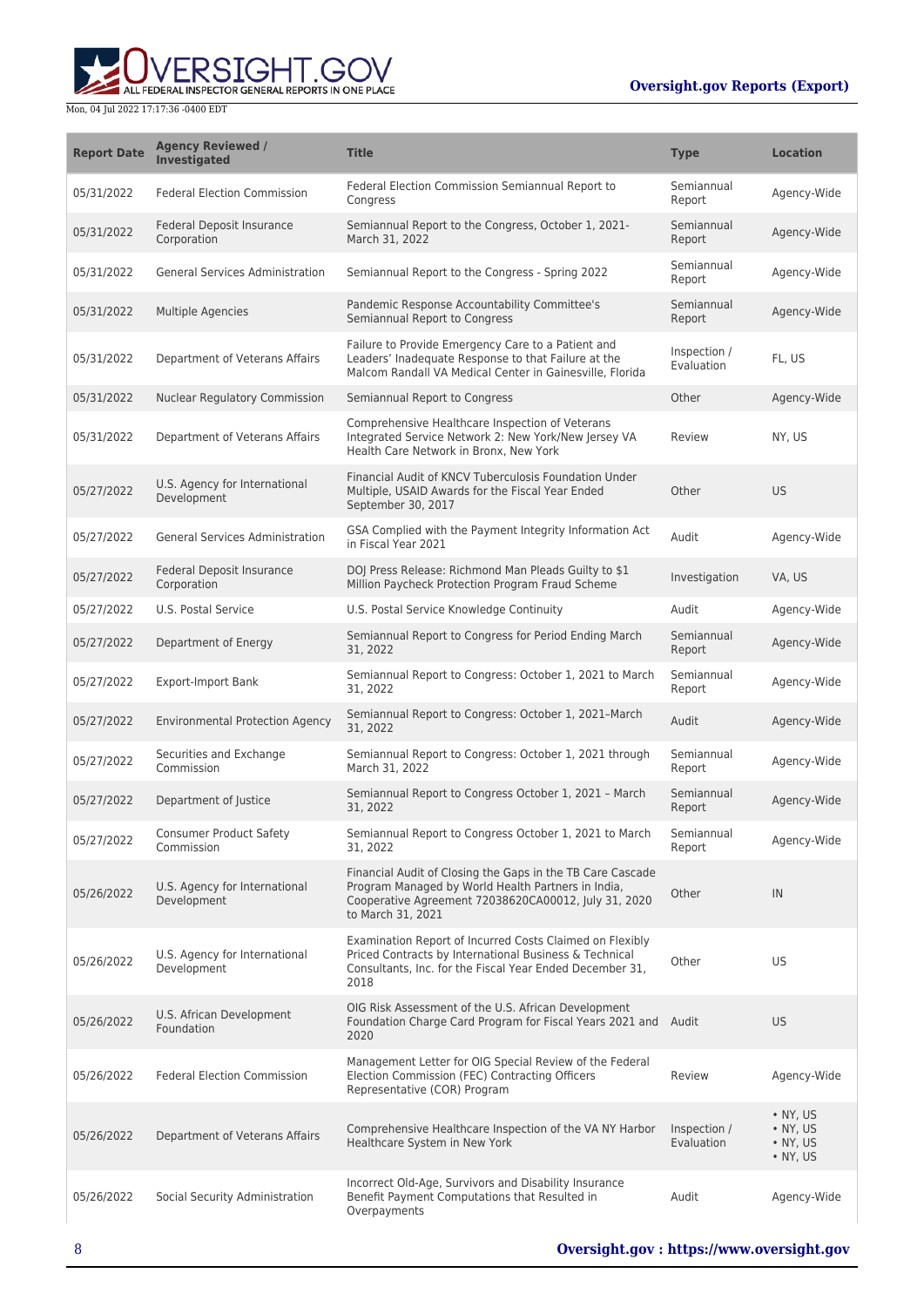| Report Date | Agency Reviewed / Investigated | Title | Type | Location |
| --- | --- | --- | --- | --- |
| 05/31/2022 | Federal Election Commission | Federal Election Commission Semiannual Report to Congress | Semiannual Report | Agency-Wide |
| 05/31/2022 | Federal Deposit Insurance Corporation | Semiannual Report to the Congress, October 1, 2021- March 31, 2022 | Semiannual Report | Agency-Wide |
| 05/31/2022 | General Services Administration | Semiannual Report to the Congress - Spring 2022 | Semiannual Report | Agency-Wide |
| 05/31/2022 | Multiple Agencies | Pandemic Response Accountability Committee's Semiannual Report to Congress | Semiannual Report | Agency-Wide |
| 05/31/2022 | Department of Veterans Affairs | Failure to Provide Emergency Care to a Patient and Leaders' Inadequate Response to that Failure at the Malcom Randall VA Medical Center in Gainesville, Florida | Inspection / Evaluation | FL, US |
| 05/31/2022 | Nuclear Regulatory Commission | Semiannual Report to Congress | Other | Agency-Wide |
| 05/31/2022 | Department of Veterans Affairs | Comprehensive Healthcare Inspection of Veterans Integrated Service Network 2: New York/New Jersey VA Health Care Network in Bronx, New York | Review | NY, US |
| 05/27/2022 | U.S. Agency for International Development | Financial Audit of KNCV Tuberculosis Foundation Under Multiple, USAID Awards for the Fiscal Year Ended September 30, 2017 | Other | US |
| 05/27/2022 | General Services Administration | GSA Complied with the Payment Integrity Information Act in Fiscal Year 2021 | Audit | Agency-Wide |
| 05/27/2022 | Federal Deposit Insurance Corporation | DOJ Press Release: Richmond Man Pleads Guilty to $1 Million Paycheck Protection Program Fraud Scheme | Investigation | VA, US |
| 05/27/2022 | U.S. Postal Service | U.S. Postal Service Knowledge Continuity | Audit | Agency-Wide |
| 05/27/2022 | Department of Energy | Semiannual Report to Congress for Period Ending March 31, 2022 | Semiannual Report | Agency-Wide |
| 05/27/2022 | Export-Import Bank | Semiannual Report to Congress: October 1, 2021 to March 31, 2022 | Semiannual Report | Agency-Wide |
| 05/27/2022 | Environmental Protection Agency | Semiannual Report to Congress: October 1, 2021–March 31, 2022 | Audit | Agency-Wide |
| 05/27/2022 | Securities and Exchange Commission | Semiannual Report to Congress: October 1, 2021 through March 31, 2022 | Semiannual Report | Agency-Wide |
| 05/27/2022 | Department of Justice | Semiannual Report to Congress October 1, 2021 – March 31, 2022 | Semiannual Report | Agency-Wide |
| 05/27/2022 | Consumer Product Safety Commission | Semiannual Report to Congress October 1, 2021 to March 31, 2022 | Semiannual Report | Agency-Wide |
| 05/26/2022 | U.S. Agency for International Development | Financial Audit of Closing the Gaps in the TB Care Cascade Program Managed by World Health Partners in India, Cooperative Agreement 72038620CA00012, July 31, 2020 to March 31, 2021 | Other | IN |
| 05/26/2022 | U.S. Agency for International Development | Examination Report of Incurred Costs Claimed on Flexibly Priced Contracts by International Business & Technical Consultants, Inc. for the Fiscal Year Ended December 31, 2018 | Other | US |
| 05/26/2022 | U.S. African Development Foundation | OIG Risk Assessment of the U.S. African Development Foundation Charge Card Program for Fiscal Years 2021 and 2020 | Audit | US |
| 05/26/2022 | Federal Election Commission | Management Letter for OIG Special Review of the Federal Election Commission (FEC) Contracting Officers Representative (COR) Program | Review | Agency-Wide |
| 05/26/2022 | Department of Veterans Affairs | Comprehensive Healthcare Inspection of the VA NY Harbor Healthcare System in New York | Inspection / Evaluation | • NY, US • NY, US • NY, US • NY, US |
| 05/26/2022 | Social Security Administration | Incorrect Old-Age, Survivors and Disability Insurance Benefit Payment Computations that Resulted in Overpayments | Audit | Agency-Wide |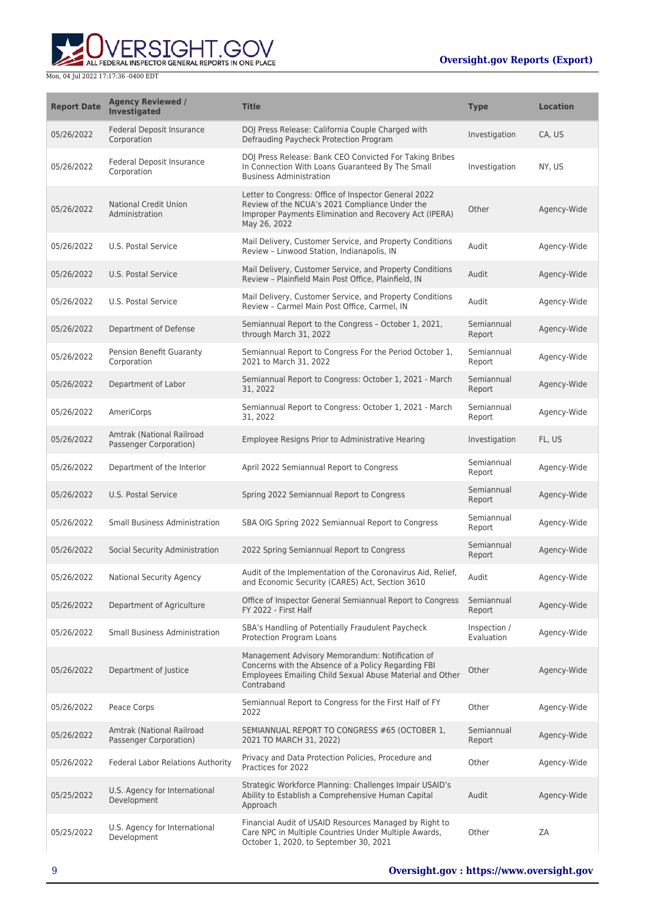| Report Date | Agency Reviewed / Investigated | Title | Type | Location |
| --- | --- | --- | --- | --- |
| 05/26/2022 | Federal Deposit Insurance Corporation | DOJ Press Release: California Couple Charged with Defrauding Paycheck Protection Program | Investigation | CA, US |
| 05/26/2022 | Federal Deposit Insurance Corporation | DOJ Press Release: Bank CEO Convicted For Taking Bribes In Connection With Loans Guaranteed By The Small Business Administration | Investigation | NY, US |
| 05/26/2022 | National Credit Union Administration | Letter to Congress: Office of Inspector General 2022 Review of the NCUA's 2021 Compliance Under the Improper Payments Elimination and Recovery Act (IPERA) May 26, 2022 | Other | Agency-Wide |
| 05/26/2022 | U.S. Postal Service | Mail Delivery, Customer Service, and Property Conditions Review – Linwood Station, Indianapolis, IN | Audit | Agency-Wide |
| 05/26/2022 | U.S. Postal Service | Mail Delivery, Customer Service, and Property Conditions Review – Plainfield Main Post Office, Plainfield, IN | Audit | Agency-Wide |
| 05/26/2022 | U.S. Postal Service | Mail Delivery, Customer Service, and Property Conditions Review – Carmel Main Post Office, Carmel, IN | Audit | Agency-Wide |
| 05/26/2022 | Department of Defense | Semiannual Report to the Congress – October 1, 2021, through March 31, 2022 | Semiannual Report | Agency-Wide |
| 05/26/2022 | Pension Benefit Guaranty Corporation | Semiannual Report to Congress For the Period October 1, 2021 to March 31, 2022 | Semiannual Report | Agency-Wide |
| 05/26/2022 | Department of Labor | Semiannual Report to Congress: October 1, 2021 - March 31, 2022 | Semiannual Report | Agency-Wide |
| 05/26/2022 | AmeriCorps | Semiannual Report to Congress: October 1, 2021 - March 31, 2022 | Semiannual Report | Agency-Wide |
| 05/26/2022 | Amtrak (National Railroad Passenger Corporation) | Employee Resigns Prior to Administrative Hearing | Investigation | FL, US |
| 05/26/2022 | Department of the Interior | April 2022 Semiannual Report to Congress | Semiannual Report | Agency-Wide |
| 05/26/2022 | U.S. Postal Service | Spring 2022 Semiannual Report to Congress | Semiannual Report | Agency-Wide |
| 05/26/2022 | Small Business Administration | SBA OIG Spring 2022 Semiannual Report to Congress | Semiannual Report | Agency-Wide |
| 05/26/2022 | Social Security Administration | 2022 Spring Semiannual Report to Congress | Semiannual Report | Agency-Wide |
| 05/26/2022 | National Security Agency | Audit of the Implementation of the Coronavirus Aid, Relief, and Economic Security (CARES) Act, Section 3610 | Audit | Agency-Wide |
| 05/26/2022 | Department of Agriculture | Office of Inspector General Semiannual Report to Congress FY 2022 - First Half | Semiannual Report | Agency-Wide |
| 05/26/2022 | Small Business Administration | SBA's Handling of Potentially Fraudulent Paycheck Protection Program Loans | Inspection / Evaluation | Agency-Wide |
| 05/26/2022 | Department of Justice | Management Advisory Memorandum: Notification of Concerns with the Absence of a Policy Regarding FBI Employees Emailing Child Sexual Abuse Material and Other Contraband | Other | Agency-Wide |
| 05/26/2022 | Peace Corps | Semiannual Report to Congress for the First Half of FY 2022 | Other | Agency-Wide |
| 05/26/2022 | Amtrak (National Railroad Passenger Corporation) | SEMIANNUAL REPORT TO CONGRESS #65 (OCTOBER 1, 2021 TO MARCH 31, 2022) | Semiannual Report | Agency-Wide |
| 05/26/2022 | Federal Labor Relations Authority | Privacy and Data Protection Policies, Procedure and Practices for 2022 | Other | Agency-Wide |
| 05/25/2022 | U.S. Agency for International Development | Strategic Workforce Planning: Challenges Impair USAID's Ability to Establish a Comprehensive Human Capital Approach | Audit | Agency-Wide |
| 05/25/2022 | U.S. Agency for International Development | Financial Audit of USAID Resources Managed by Right to Care NPC in Multiple Countries Under Multiple Awards, October 1, 2020, to September 30, 2021 | Other | ZA |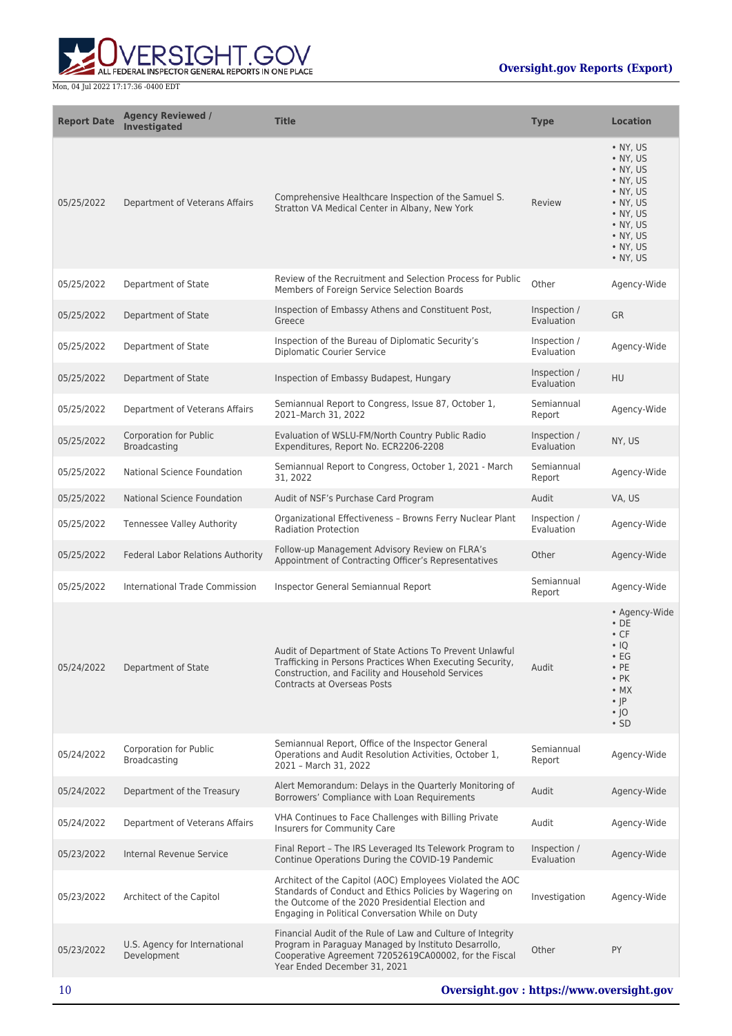| Report Date | Agency Reviewed / Investigated | Title | Type | Location |
|---|---|---|---|---|
| 05/25/2022 | Department of Veterans Affairs | Comprehensive Healthcare Inspection of the Samuel S. Stratton VA Medical Center in Albany, New York | Review | • NY, US • NY, US • NY, US • NY, US • NY, US • NY, US • NY, US • NY, US • NY, US • NY, US • NY, US |
| 05/25/2022 | Department of State | Review of the Recruitment and Selection Process for Public Members of Foreign Service Selection Boards | Other | Agency-Wide |
| 05/25/2022 | Department of State | Inspection of Embassy Athens and Constituent Post, Greece | Inspection / Evaluation | GR |
| 05/25/2022 | Department of State | Inspection of the Bureau of Diplomatic Security's Diplomatic Courier Service | Inspection / Evaluation | Agency-Wide |
| 05/25/2022 | Department of State | Inspection of Embassy Budapest, Hungary | Inspection / Evaluation | HU |
| 05/25/2022 | Department of Veterans Affairs | Semiannual Report to Congress, Issue 87, October 1, 2021–March 31, 2022 | Semiannual Report | Agency-Wide |
| 05/25/2022 | Corporation for Public Broadcasting | Evaluation of WSLU-FM/North Country Public Radio Expenditures, Report No. ECR2206-2208 | Inspection / Evaluation | NY, US |
| 05/25/2022 | National Science Foundation | Semiannual Report to Congress, October 1, 2021 - March 31, 2022 | Semiannual Report | Agency-Wide |
| 05/25/2022 | National Science Foundation | Audit of NSF's Purchase Card Program | Audit | VA, US |
| 05/25/2022 | Tennessee Valley Authority | Organizational Effectiveness – Browns Ferry Nuclear Plant Radiation Protection | Inspection / Evaluation | Agency-Wide |
| 05/25/2022 | Federal Labor Relations Authority | Follow-up Management Advisory Review on FLRA's Appointment of Contracting Officer's Representatives | Other | Agency-Wide |
| 05/25/2022 | International Trade Commission | Inspector General Semiannual Report | Semiannual Report | Agency-Wide |
| 05/24/2022 | Department of State | Audit of Department of State Actions To Prevent Unlawful Trafficking in Persons Practices When Executing Security, Construction, and Facility and Household Services Contracts at Overseas Posts | Audit | • Agency-Wide • DE • CF • IQ • EG • PE • PK • MX • JP • JO • SD |
| 05/24/2022 | Corporation for Public Broadcasting | Semiannual Report, Office of the Inspector General Operations and Audit Resolution Activities, October 1, 2021 – March 31, 2022 | Semiannual Report | Agency-Wide |
| 05/24/2022 | Department of the Treasury | Alert Memorandum: Delays in the Quarterly Monitoring of Borrowers' Compliance with Loan Requirements | Audit | Agency-Wide |
| 05/24/2022 | Department of Veterans Affairs | VHA Continues to Face Challenges with Billing Private Insurers for Community Care | Audit | Agency-Wide |
| 05/23/2022 | Internal Revenue Service | Final Report – The IRS Leveraged Its Telework Program to Continue Operations During the COVID-19 Pandemic | Inspection / Evaluation | Agency-Wide |
| 05/23/2022 | Architect of the Capitol | Architect of the Capitol (AOC) Employees Violated the AOC Standards of Conduct and Ethics Policies by Wagering on the Outcome of the 2020 Presidential Election and Engaging in Political Conversation While on Duty | Investigation | Agency-Wide |
| 05/23/2022 | U.S. Agency for International Development | Financial Audit of the Rule of Law and Culture of Integrity Program in Paraguay Managed by Instituto Desarrollo, Cooperative Agreement 72052619CA00002, for the Fiscal Year Ended December 31, 2021 | Other | PY |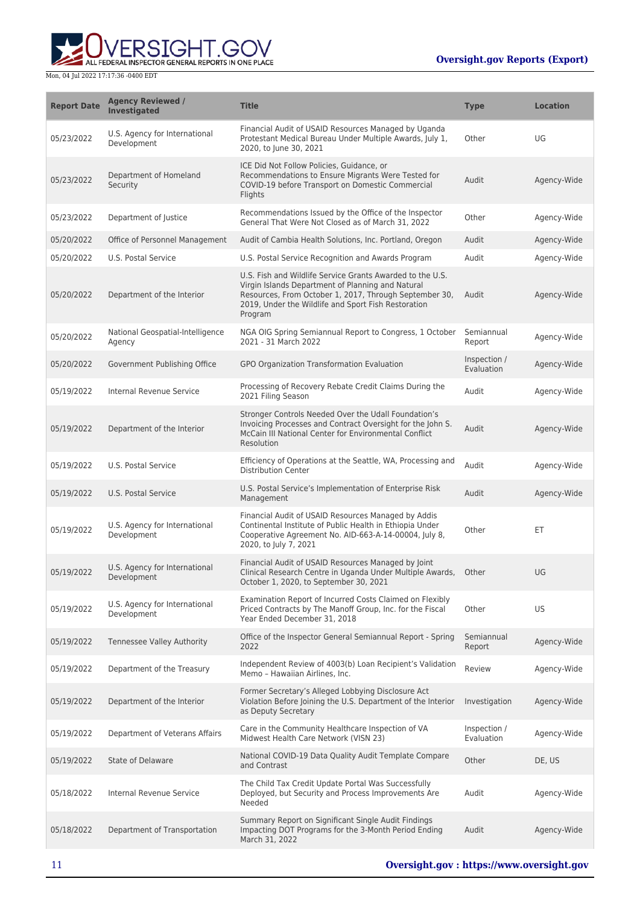| Report Date | Agency Reviewed / Investigated | Title | Type | Location |
|---|---|---|---|---|
| 05/23/2022 | U.S. Agency for International Development | Financial Audit of USAID Resources Managed by Uganda Protestant Medical Bureau Under Multiple Awards, July 1, 2020, to June 30, 2021 | Other | UG |
| 05/23/2022 | Department of Homeland Security | ICE Did Not Follow Policies, Guidance, or Recommendations to Ensure Migrants Were Tested for COVID-19 before Transport on Domestic Commercial Flights | Audit | Agency-Wide |
| 05/23/2022 | Department of Justice | Recommendations Issued by the Office of the Inspector General That Were Not Closed as of March 31, 2022 | Other | Agency-Wide |
| 05/20/2022 | Office of Personnel Management | Audit of Cambia Health Solutions, Inc. Portland, Oregon | Audit | Agency-Wide |
| 05/20/2022 | U.S. Postal Service | U.S. Postal Service Recognition and Awards Program | Audit | Agency-Wide |
| 05/20/2022 | Department of the Interior | U.S. Fish and Wildlife Service Grants Awarded to the U.S. Virgin Islands Department of Planning and Natural Resources, From October 1, 2017, Through September 30, 2019, Under the Wildlife and Sport Fish Restoration Program | Audit | Agency-Wide |
| 05/20/2022 | National Geospatial-Intelligence Agency | NGA OIG Spring Semiannual Report to Congress, 1 October 2021 - 31 March 2022 | Semiannual Report | Agency-Wide |
| 05/20/2022 | Government Publishing Office | GPO Organization Transformation Evaluation | Inspection / Evaluation | Agency-Wide |
| 05/19/2022 | Internal Revenue Service | Processing of Recovery Rebate Credit Claims During the 2021 Filing Season | Audit | Agency-Wide |
| 05/19/2022 | Department of the Interior | Stronger Controls Needed Over the Udall Foundation's Invoicing Processes and Contract Oversight for the John S. McCain III National Center for Environmental Conflict Resolution | Audit | Agency-Wide |
| 05/19/2022 | U.S. Postal Service | Efficiency of Operations at the Seattle, WA, Processing and Distribution Center | Audit | Agency-Wide |
| 05/19/2022 | U.S. Postal Service | U.S. Postal Service's Implementation of Enterprise Risk Management | Audit | Agency-Wide |
| 05/19/2022 | U.S. Agency for International Development | Financial Audit of USAID Resources Managed by Addis Continental Institute of Public Health in Ethiopia Under Cooperative Agreement No. AID-663-A-14-00004, July 8, 2020, to July 7, 2021 | Other | ET |
| 05/19/2022 | U.S. Agency for International Development | Financial Audit of USAID Resources Managed by Joint Clinical Research Centre in Uganda Under Multiple Awards, October 1, 2020, to September 30, 2021 | Other | UG |
| 05/19/2022 | U.S. Agency for International Development | Examination Report of Incurred Costs Claimed on Flexibly Priced Contracts by The Manoff Group, Inc. for the Fiscal Year Ended December 31, 2018 | Other | US |
| 05/19/2022 | Tennessee Valley Authority | Office of the Inspector General Semiannual Report - Spring 2022 | Semiannual Report | Agency-Wide |
| 05/19/2022 | Department of the Treasury | Independent Review of 4003(b) Loan Recipient's Validation Memo – Hawaiian Airlines, Inc. | Review | Agency-Wide |
| 05/19/2022 | Department of the Interior | Former Secretary's Alleged Lobbying Disclosure Act Violation Before Joining the U.S. Department of the Interior as Deputy Secretary | Investigation | Agency-Wide |
| 05/19/2022 | Department of Veterans Affairs | Care in the Community Healthcare Inspection of VA Midwest Health Care Network (VISN 23) | Inspection / Evaluation | Agency-Wide |
| 05/19/2022 | State of Delaware | National COVID-19 Data Quality Audit Template Compare and Contrast | Other | DE, US |
| 05/18/2022 | Internal Revenue Service | The Child Tax Credit Update Portal Was Successfully Deployed, but Security and Process Improvements Are Needed | Audit | Agency-Wide |
| 05/18/2022 | Department of Transportation | Summary Report on Significant Single Audit Findings Impacting DOT Programs for the 3-Month Period Ending March 31, 2022 | Audit | Agency-Wide |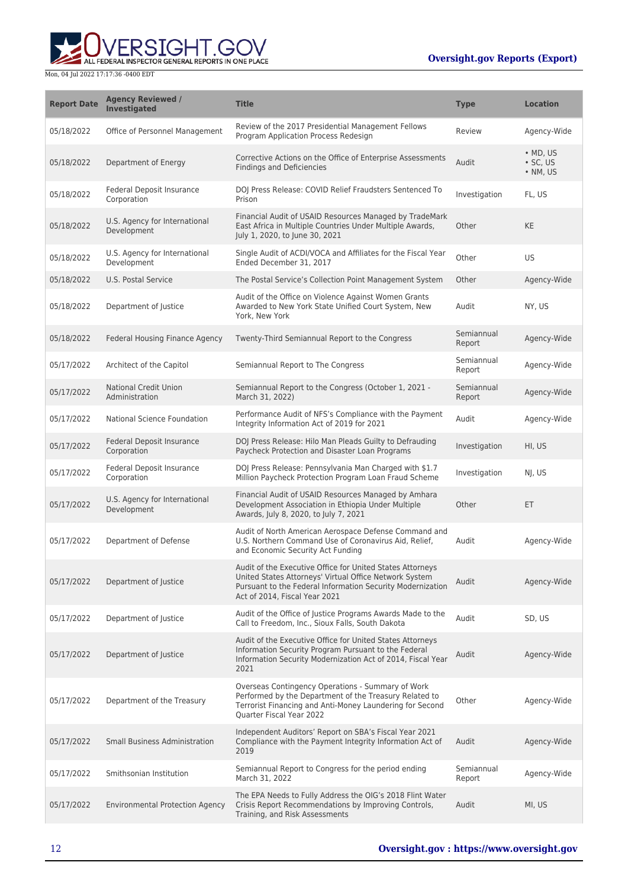| Report Date | Agency Reviewed / Investigated | Title | Type | Location |
| --- | --- | --- | --- | --- |
| 05/18/2022 | Office of Personnel Management | Review of the 2017 Presidential Management Fellows Program Application Process Redesign | Review | Agency-Wide |
| 05/18/2022 | Department of Energy | Corrective Actions on the Office of Enterprise Assessments Findings and Deficiencies | Audit | • MD, US<br>• SC, US<br>• NM, US |
| 05/18/2022 | Federal Deposit Insurance Corporation | DOJ Press Release: COVID Relief Fraudsters Sentenced To Prison | Investigation | FL, US |
| 05/18/2022 | U.S. Agency for International Development | Financial Audit of USAID Resources Managed by TradeMark East Africa in Multiple Countries Under Multiple Awards, July 1, 2020, to June 30, 2021 | Other | KE |
| 05/18/2022 | U.S. Agency for International Development | Single Audit of ACDI/VOCA and Affiliates for the Fiscal Year Ended December 31, 2017 | Other | US |
| 05/18/2022 | U.S. Postal Service | The Postal Service's Collection Point Management System | Other | Agency-Wide |
| 05/18/2022 | Department of Justice | Audit of the Office on Violence Against Women Grants Awarded to New York State Unified Court System, New York, New York | Audit | NY, US |
| 05/18/2022 | Federal Housing Finance Agency | Twenty-Third Semiannual Report to the Congress | Semiannual Report | Agency-Wide |
| 05/17/2022 | Architect of the Capitol | Semiannual Report to The Congress | Semiannual Report | Agency-Wide |
| 05/17/2022 | National Credit Union Administration | Semiannual Report to the Congress (October 1, 2021 - March 31, 2022) | Semiannual Report | Agency-Wide |
| 05/17/2022 | National Science Foundation | Performance Audit of NFS's Compliance with the Payment Integrity Information Act of 2019 for 2021 | Audit | Agency-Wide |
| 05/17/2022 | Federal Deposit Insurance Corporation | DOJ Press Release: Hilo Man Pleads Guilty to Defrauding Paycheck Protection and Disaster Loan Programs | Investigation | HI, US |
| 05/17/2022 | Federal Deposit Insurance Corporation | DOJ Press Release: Pennsylvania Man Charged with $1.7 Million Paycheck Protection Program Loan Fraud Scheme | Investigation | NJ, US |
| 05/17/2022 | U.S. Agency for International Development | Financial Audit of USAID Resources Managed by Amhara Development Association in Ethiopia Under Multiple Awards, July 8, 2020, to July 7, 2021 | Other | ET |
| 05/17/2022 | Department of Defense | Audit of North American Aerospace Defense Command and U.S. Northern Command Use of Coronavirus Aid, Relief, and Economic Security Act Funding | Audit | Agency-Wide |
| 05/17/2022 | Department of Justice | Audit of the Executive Office for United States Attorneys United States Attorneys' Virtual Office Network System Pursuant to the Federal Information Security Modernization Act of 2014, Fiscal Year 2021 | Audit | Agency-Wide |
| 05/17/2022 | Department of Justice | Audit of the Office of Justice Programs Awards Made to the Call to Freedom, Inc., Sioux Falls, South Dakota | Audit | SD, US |
| 05/17/2022 | Department of Justice | Audit of the Executive Office for United States Attorneys Information Security Program Pursuant to the Federal Information Security Modernization Act of 2014, Fiscal Year 2021 | Audit | Agency-Wide |
| 05/17/2022 | Department of the Treasury | Overseas Contingency Operations - Summary of Work Performed by the Department of the Treasury Related to Terrorist Financing and Anti-Money Laundering for Second Quarter Fiscal Year 2022 | Other | Agency-Wide |
| 05/17/2022 | Small Business Administration | Independent Auditors' Report on SBA's Fiscal Year 2021 Compliance with the Payment Integrity Information Act of 2019 | Audit | Agency-Wide |
| 05/17/2022 | Smithsonian Institution | Semiannual Report to Congress for the period ending March 31, 2022 | Semiannual Report | Agency-Wide |
| 05/17/2022 | Environmental Protection Agency | The EPA Needs to Fully Address the OIG's 2018 Flint Water Crisis Report Recommendations by Improving Controls, Training, and Risk Assessments | Audit | MI, US |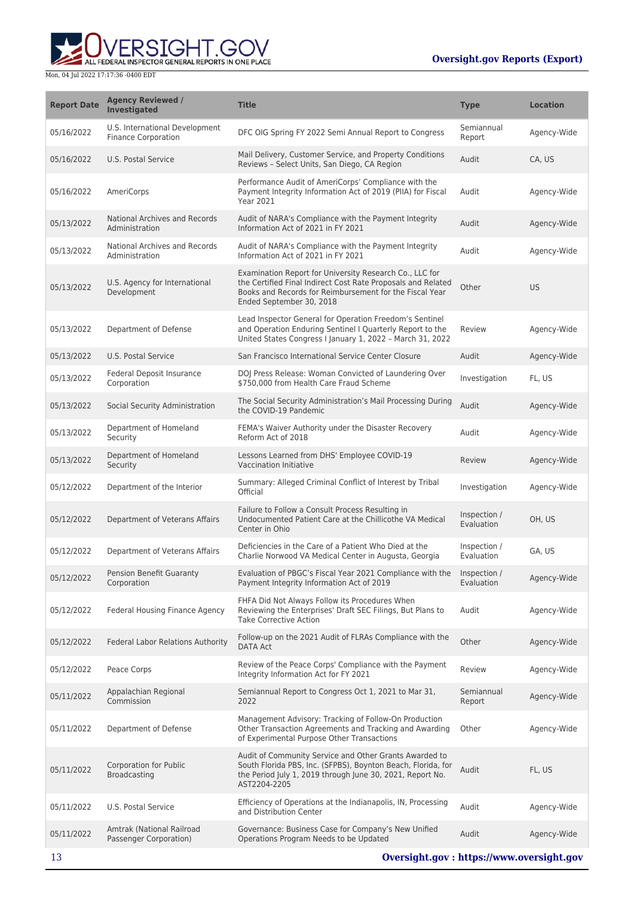| Report Date | Agency Reviewed / Investigated | Title | Type | Location |
| --- | --- | --- | --- | --- |
| 05/16/2022 | U.S. International Development Finance Corporation | DFC OIG Spring FY 2022 Semi Annual Report to Congress | Semiannual Report | Agency-Wide |
| 05/16/2022 | U.S. Postal Service | Mail Delivery, Customer Service, and Property Conditions Reviews – Select Units, San Diego, CA Region | Audit | CA, US |
| 05/16/2022 | AmeriCorps | Performance Audit of AmeriCorps' Compliance with the Payment Integrity Information Act of 2019 (PIIA) for Fiscal Year 2021 | Audit | Agency-Wide |
| 05/13/2022 | National Archives and Records Administration | Audit of NARA's Compliance with the Payment Integrity Information Act of 2021 in FY 2021 | Audit | Agency-Wide |
| 05/13/2022 | National Archives and Records Administration | Audit of NARA's Compliance with the Payment Integrity Information Act of 2021 in FY 2021 | Audit | Agency-Wide |
| 05/13/2022 | U.S. Agency for International Development | Examination Report for University Research Co., LLC for the Certified Final Indirect Cost Rate Proposals and Related Books and Records for Reimbursement for the Fiscal Year Ended September 30, 2018 | Other | US |
| 05/13/2022 | Department of Defense | Lead Inspector General for Operation Freedom's Sentinel and Operation Enduring Sentinel I Quarterly Report to the United States Congress I January 1, 2022 – March 31, 2022 | Review | Agency-Wide |
| 05/13/2022 | U.S. Postal Service | San Francisco International Service Center Closure | Audit | Agency-Wide |
| 05/13/2022 | Federal Deposit Insurance Corporation | DOJ Press Release: Woman Convicted of Laundering Over $750,000 from Health Care Fraud Scheme | Investigation | FL, US |
| 05/13/2022 | Social Security Administration | The Social Security Administration's Mail Processing During the COVID-19 Pandemic | Audit | Agency-Wide |
| 05/13/2022 | Department of Homeland Security | FEMA's Waiver Authority under the Disaster Recovery Reform Act of 2018 | Audit | Agency-Wide |
| 05/13/2022 | Department of Homeland Security | Lessons Learned from DHS' Employee COVID-19 Vaccination Initiative | Review | Agency-Wide |
| 05/12/2022 | Department of the Interior | Summary: Alleged Criminal Conflict of Interest by Tribal Official | Investigation | Agency-Wide |
| 05/12/2022 | Department of Veterans Affairs | Failure to Follow a Consult Process Resulting in Undocumented Patient Care at the Chillicothe VA Medical Center in Ohio | Inspection / Evaluation | OH, US |
| 05/12/2022 | Department of Veterans Affairs | Deficiencies in the Care of a Patient Who Died at the Charlie Norwood VA Medical Center in Augusta, Georgia | Inspection / Evaluation | GA, US |
| 05/12/2022 | Pension Benefit Guaranty Corporation | Evaluation of PBGC's Fiscal Year 2021 Compliance with the Payment Integrity Information Act of 2019 | Inspection / Evaluation | Agency-Wide |
| 05/12/2022 | Federal Housing Finance Agency | FHFA Did Not Always Follow its Procedures When Reviewing the Enterprises' Draft SEC Filings, But Plans to Take Corrective Action | Audit | Agency-Wide |
| 05/12/2022 | Federal Labor Relations Authority | Follow-up on the 2021 Audit of FLRAs Compliance with the DATA Act | Other | Agency-Wide |
| 05/12/2022 | Peace Corps | Review of the Peace Corps' Compliance with the Payment Integrity Information Act for FY 2021 | Review | Agency-Wide |
| 05/11/2022 | Appalachian Regional Commission | Semiannual Report to Congress Oct 1, 2021 to Mar 31, 2022 | Semiannual Report | Agency-Wide |
| 05/11/2022 | Department of Defense | Management Advisory: Tracking of Follow-On Production Other Transaction Agreements and Tracking and Awarding of Experimental Purpose Other Transactions | Other | Agency-Wide |
| 05/11/2022 | Corporation for Public Broadcasting | Audit of Community Service and Other Grants Awarded to South Florida PBS, Inc. (SFPBS), Boynton Beach, Florida, for the Period July 1, 2019 through June 30, 2021, Report No. AST2204-2205 | Audit | FL, US |
| 05/11/2022 | U.S. Postal Service | Efficiency of Operations at the Indianapolis, IN, Processing and Distribution Center | Audit | Agency-Wide |
| 05/11/2022 | Amtrak (National Railroad Passenger Corporation) | Governance: Business Case for Company's New Unified Operations Program Needs to be Updated | Audit | Agency-Wide |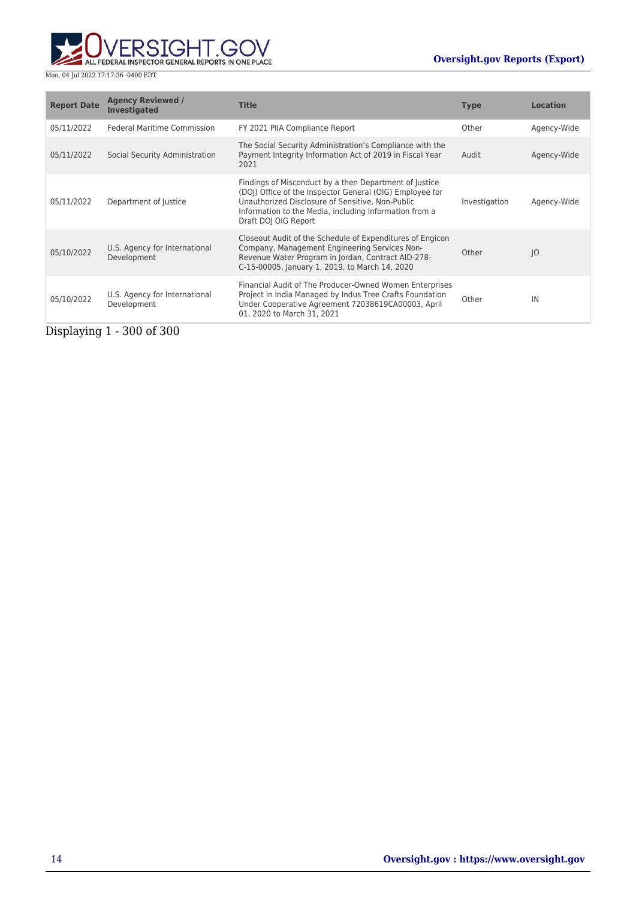| Report Date | Agency Reviewed / Investigated | Title | Type | Location |
| --- | --- | --- | --- | --- |
| 05/11/2022 | Federal Maritime Commission | FY 2021 PIIA Compliance Report | Other | Agency-Wide |
| 05/11/2022 | Social Security Administration | The Social Security Administration's Compliance with the Payment Integrity Information Act of 2019 in Fiscal Year 2021 | Audit | Agency-Wide |
| 05/11/2022 | Department of Justice | Findings of Misconduct by a then Department of Justice (DOJ) Office of the Inspector General (OIG) Employee for Unauthorized Disclosure of Sensitive, Non-Public Information to the Media, including Information from a Draft DOJ OIG Report | Investigation | Agency-Wide |
| 05/10/2022 | U.S. Agency for International Development | Closeout Audit of the Schedule of Expenditures of Engicon Company, Management Engineering Services Non-Revenue Water Program in Jordan, Contract AID-278-C-15-00005, January 1, 2019, to March 14, 2020 | Other | JO |
| 05/10/2022 | U.S. Agency for International Development | Financial Audit of The Producer-Owned Women Enterprises Project in India Managed by Indus Tree Crafts Foundation Under Cooperative Agreement 72038619CA00003, April 01, 2020 to March 31, 2021 | Other | IN |

Displaying 1 - 300 of 300